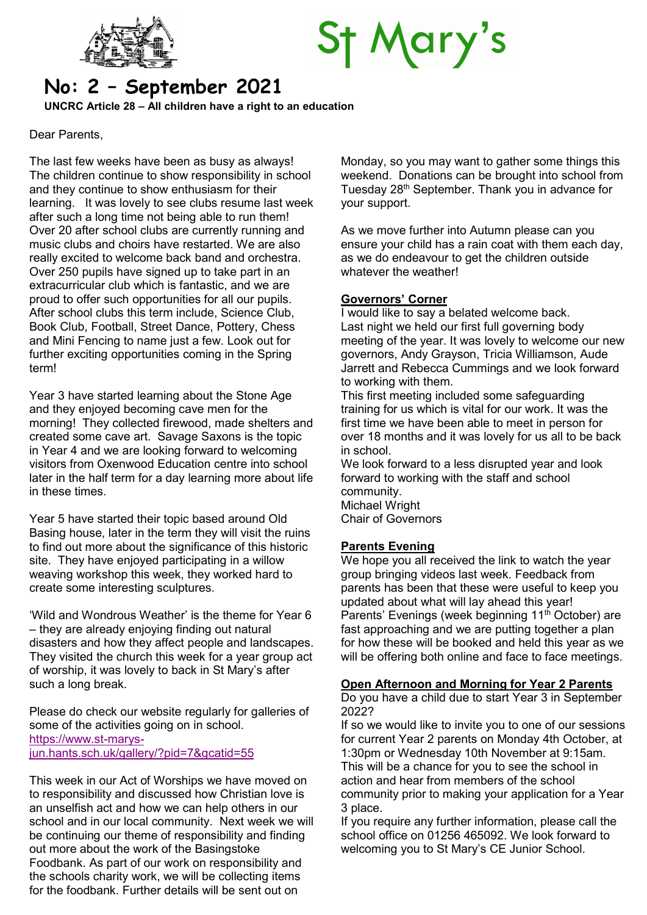# St Mary's

## No: 2 – September 2021

**UNCRC Article 28 – All children have a right to an education**

Dear Parents,

The last few weeks have been as busy as always! The children continue to show responsibility in school and they continue to show enthusiasm for their learning. It was lovely to see clubs resume last week after such a long time not being able to run them! Over 20 after school clubs are currently running and music clubs and choirs have restarted. We are also really excited to welcome back band and orchestra. Over 250 pupils have signed up to take part in an extracurricular club which is fantastic, and we are proud to offer such opportunities for all our pupils. After school clubs this term include, Science Club, Book Club, Football, Street Dance, Pottery, Chess and Mini Fencing to name just a few. Look out for further exciting opportunities coming in the Spring term!

Year 3 have started learning about the Stone Age and they enjoyed becoming cave men for the morning! They collected firewood, made shelters and created some cave art. Savage Saxons is the topic in Year 4 and we are looking forward to welcoming visitors from Oxenwood Education centre into school later in the half term for a day learning more about life in these times.

Year 5 have started their topic based around Old Basing house, later in the term they will visit the ruins to find out more about the significance of this historic site. They have enjoyed participating in a willow weaving workshop this week, they worked hard to create some interesting sculptures.

'Wild and Wondrous Weather' is the theme for Year 6 – they are already enjoying finding out natural disasters and how they affect people and landscapes. They visited the church this week for a year group act of worship, it was lovely to back in St Mary's after such a long break.

Please do check our website regularly for galleries of some of the activities going on in school. [https://www.st-marys-jun.hants.sch.uk/gallery/?pid=7&gcatid=55](https://www.st-marys-jun.hants.sch.uk/gallery/?pid=7&gcatid=55)

This week in our Act of Worships we have moved on to responsibility and discussed how Christian love is an unselfish act and how we can help others in our school and in our local community. Next week we will be continuing our theme of responsibility and finding out more about the work of the Basingstoke Foodbank. As part of our work on responsibility and the schools charity work, we will be collecting items for the foodbank. Further details will be sent out on Monday, so you may want to gather some things this weekend. Donations can be brought into school from Tuesday 28th September. Thank you in advance for your support.

As we move further into Autumn please can you ensure your child has a rain coat with them each day, as we do endeavour to get the children outside whatever the weather!

### Governors' Corner

I would like to say a belated welcome back.
Last night we held our first full governing body meeting of the year. It was lovely to welcome our new governors, Andy Grayson, Tricia Williamson, Aude Jarrett and Rebecca Cummings and we look forward to working with them.
This first meeting included some safeguarding training for us which is vital for our work. It was the first time we have been able to meet in person for over 18 months and it was lovely for us all to be back in school.
We look forward to a less disrupted year and look forward to working with the staff and school community.
Michael Wright
Chair of Governors

### Parents Evening

We hope you all received the link to watch the year group bringing videos last week. Feedback from parents has been that these were useful to keep you updated about what will lay ahead this year!
Parents' Evenings (week beginning 11th October) are fast approaching and we are putting together a plan for how these will be booked and held this year as we will be offering both online and face to face meetings.

### Open Afternoon and Morning for Year 2 Parents

Do you have a child due to start Year 3 in September 2022?
If so we would like to invite you to one of our sessions for current Year 2 parents on Monday 4th October, at 1:30pm or Wednesday 10th November at 9:15am. This will be a chance for you to see the school in action and hear from members of the school community prior to making your application for a Year 3 place.
If you require any further information, please call the school office on 01256 465092. We look forward to welcoming you to St Mary's CE Junior School.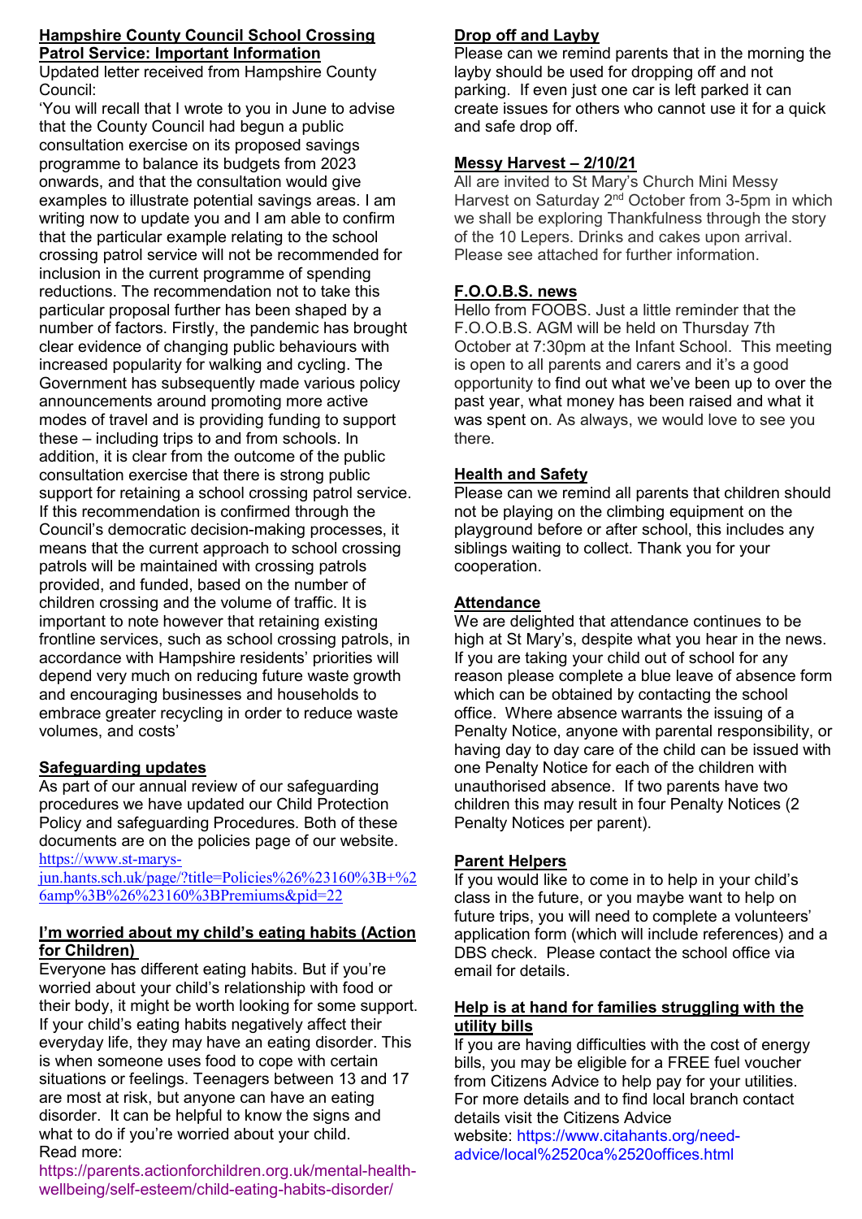## Hampshire County Council School Crossing Patrol Service: Important Information

Updated letter received from Hampshire County Council:

'You will recall that I wrote to you in June to advise that the County Council had begun a public consultation exercise on its proposed savings programme to balance its budgets from 2023 onwards, and that the consultation would give examples to illustrate potential savings areas. I am writing now to update you and I am able to confirm that the particular example relating to the school crossing patrol service will not be recommended for inclusion in the current programme of spending reductions. The recommendation not to take this particular proposal further has been shaped by a number of factors. Firstly, the pandemic has brought clear evidence of changing public behaviours with increased popularity for walking and cycling. The Government has subsequently made various policy announcements around promoting more active modes of travel and is providing funding to support these – including trips to and from schools. In addition, it is clear from the outcome of the public consultation exercise that there is strong public support for retaining a school crossing patrol service. If this recommendation is confirmed through the Council's democratic decision-making processes, it means that the current approach to school crossing patrols will be maintained with crossing patrols provided, and funded, based on the number of children crossing and the volume of traffic. It is important to note however that retaining existing frontline services, such as school crossing patrols, in accordance with Hampshire residents' priorities will depend very much on reducing future waste growth and encouraging businesses and households to embrace greater recycling in order to reduce waste volumes, and costs'

## Safeguarding updates

As part of our annual review of our safeguarding procedures we have updated our Child Protection Policy and safeguarding Procedures. Both of these documents are on the policies page of our website. https://www.st-marys-jun.hants.sch.uk/page/?title=Policies%26%23160%3B+%26amp%3B%26%23160%3BPremiums&pid=22

## I'm worried about my child's eating habits (Action for Children)

Everyone has different eating habits. But if you're worried about your child's relationship with food or their body, it might be worth looking for some support. If your child's eating habits negatively affect their everyday life, they may have an eating disorder. This is when someone uses food to cope with certain situations or feelings. Teenagers between 13 and 17 are most at risk, but anyone can have an eating disorder. It can be helpful to know the signs and what to do if you're worried about your child.
Read more:
https://parents.actionforchildren.org.uk/mental-health-wellbeing/self-esteem/child-eating-habits-disorder/

## Drop off and Layby

Please can we remind parents that in the morning the layby should be used for dropping off and not parking. If even just one car is left parked it can create issues for others who cannot use it for a quick and safe drop off.

## Messy Harvest – 2/10/21

All are invited to St Mary's Church Mini Messy Harvest on Saturday 2nd October from 3-5pm in which we shall be exploring Thankfulness through the story of the 10 Lepers. Drinks and cakes upon arrival. Please see attached for further information.

## F.O.O.B.S. news

Hello from FOOBS. Just a little reminder that the F.O.O.B.S. AGM will be held on Thursday 7th October at 7:30pm at the Infant School. This meeting is open to all parents and carers and it's a good opportunity to find out what we've been up to over the past year, what money has been raised and what it was spent on. As always, we would love to see you there.

## Health and Safety

Please can we remind all parents that children should not be playing on the climbing equipment on the playground before or after school, this includes any siblings waiting to collect. Thank you for your cooperation.

## Attendance

We are delighted that attendance continues to be high at St Mary's, despite what you hear in the news. If you are taking your child out of school for any reason please complete a blue leave of absence form which can be obtained by contacting the school office. Where absence warrants the issuing of a Penalty Notice, anyone with parental responsibility, or having day to day care of the child can be issued with one Penalty Notice for each of the children with unauthorised absence. If two parents have two children this may result in four Penalty Notices (2 Penalty Notices per parent).

## Parent Helpers

If you would like to come in to help in your child's class in the future, or you maybe want to help on future trips, you will need to complete a volunteers' application form (which will include references) and a DBS check. Please contact the school office via email for details.

## Help is at hand for families struggling with the utility bills

If you are having difficulties with the cost of energy bills, you may be eligible for a FREE fuel voucher from Citizens Advice to help pay for your utilities. For more details and to find local branch contact details visit the Citizens Advice website: https://www.citahants.org/need-advice/local%2520ca%2520offices.html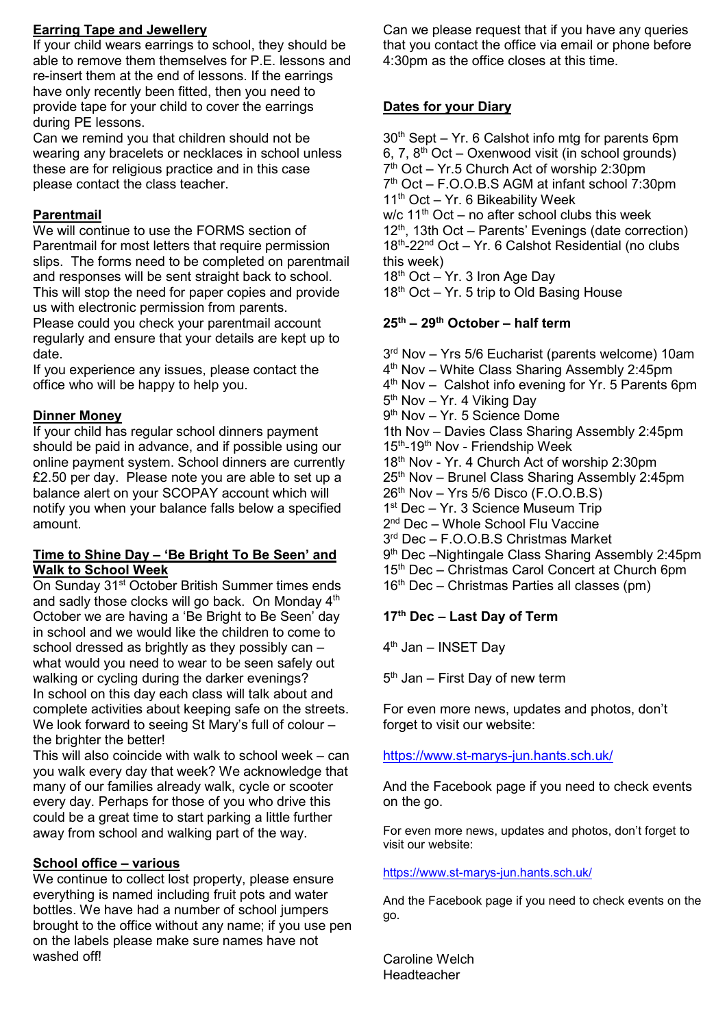## Earring Tape and Jewellery

If your child wears earrings to school, they should be able to remove them themselves for P.E. lessons and re-insert them at the end of lessons. If the earrings have only recently been fitted, then you need to provide tape for your child to cover the earrings during PE lessons.

Can we remind you that children should not be wearing any bracelets or necklaces in school unless these are for religious practice and in this case please contact the class teacher.

## Parentmail

We will continue to use the FORMS section of Parentmail for most letters that require permission slips. The forms need to be completed on parentmail and responses will be sent straight back to school. This will stop the need for paper copies and provide us with electronic permission from parents.

Please could you check your parentmail account regularly and ensure that your details are kept up to date.

If you experience any issues, please contact the office who will be happy to help you.

## Dinner Money

If your child has regular school dinners payment should be paid in advance, and if possible using our online payment system. School dinners are currently £2.50 per day. Please note you are able to set up a balance alert on your SCOPAY account which will notify you when your balance falls below a specified amount.

## Time to Shine Day – 'Be Bright To Be Seen' and Walk to School Week

On Sunday 31st October British Summer times ends and sadly those clocks will go back. On Monday 4th October we are having a 'Be Bright to Be Seen' day in school and we would like the children to come to school dressed as brightly as they possibly can – what would you need to wear to be seen safely out walking or cycling during the darker evenings?

In school on this day each class will talk about and complete activities about keeping safe on the streets. We look forward to seeing St Mary's full of colour – the brighter the better!

This will also coincide with walk to school week – can you walk every day that week? We acknowledge that many of our families already walk, cycle or scooter every day. Perhaps for those of you who drive this could be a great time to start parking a little further away from school and walking part of the way.

## School office – various

We continue to collect lost property, please ensure everything is named including fruit pots and water bottles. We have had a number of school jumpers brought to the office without any name; if you use pen on the labels please make sure names have not washed off!

Can we please request that if you have any queries that you contact the office via email or phone before 4:30pm as the office closes at this time.

## Dates for your Diary

30th Sept – Yr. 6 Calshot info mtg for parents 6pm
6, 7, 8th Oct – Oxenwood visit (in school grounds)
7th Oct – Yr.5 Church Act of worship 2:30pm
7th Oct – F.O.O.B.S AGM at infant school 7:30pm
11th Oct – Yr. 6 Bikeability Week
w/c 11th Oct – no after school clubs this week
12th, 13th Oct – Parents' Evenings (date correction)
18th-22nd Oct – Yr. 6 Calshot Residential (no clubs this week)
18th Oct – Yr. 3 Iron Age Day
18th Oct – Yr. 5 trip to Old Basing House

**25th – 29th October – half term**

3rd Nov – Yrs 5/6 Eucharist (parents welcome) 10am
4th Nov – White Class Sharing Assembly 2:45pm
4th Nov – Calshot info evening for Yr. 5 Parents 6pm
5th Nov – Yr. 4 Viking Day
9th Nov – Yr. 5 Science Dome
1th Nov – Davies Class Sharing Assembly 2:45pm
15th-19th Nov - Friendship Week
18th Nov - Yr. 4 Church Act of worship 2:30pm
25th Nov – Brunel Class Sharing Assembly 2:45pm
26th Nov – Yrs 5/6 Disco (F.O.O.B.S)
1st Dec – Yr. 3 Science Museum Trip
2nd Dec – Whole School Flu Vaccine
3rd Dec – F.O.O.B.S Christmas Market
9th Dec –Nightingale Class Sharing Assembly 2:45pm
15th Dec – Christmas Carol Concert at Church 6pm
16th Dec – Christmas Parties all classes (pm)

**17th Dec – Last Day of Term**

4th Jan – INSET Day

5th Jan – First Day of new term

For even more news, updates and photos, don't forget to visit our website:

https://www.st-marys-jun.hants.sch.uk/

And the Facebook page if you need to check events on the go.

For even more news, updates and photos, don't forget to visit our website:

https://www.st-marys-jun.hants.sch.uk/

And the Facebook page if you need to check events on the go.

Caroline Welch
Headteacher